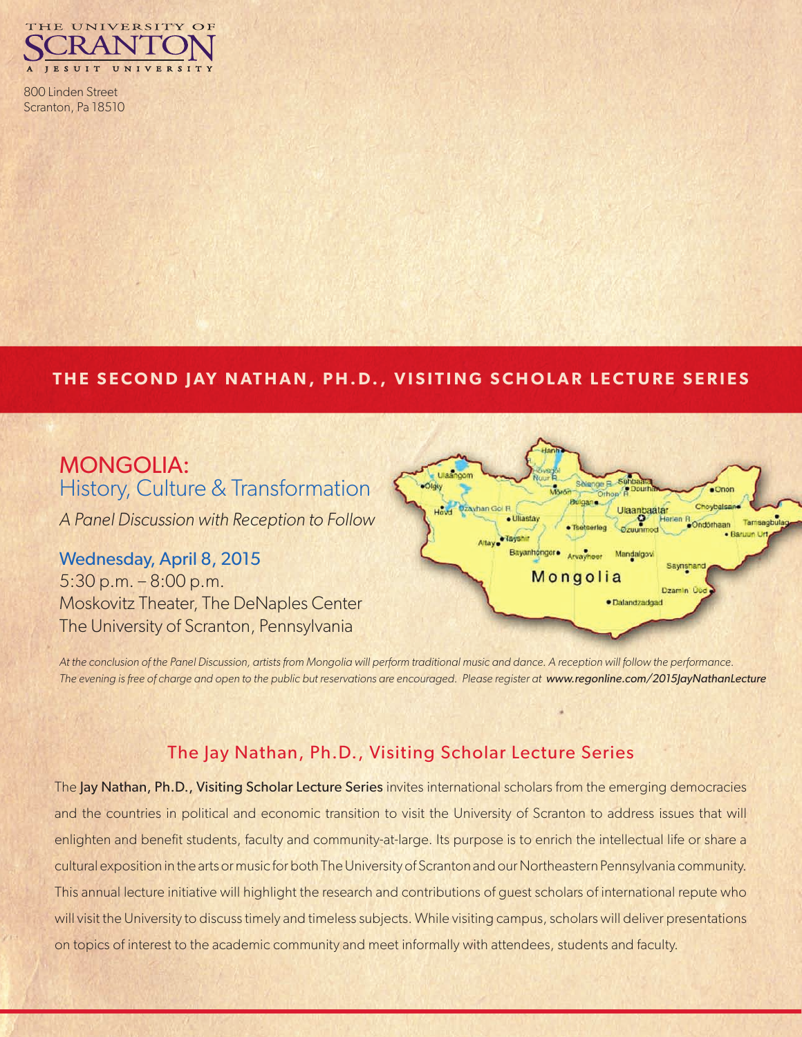THE UNIVERSITY OF SCRANTON
A JESUIT UNIVERSITY

800 Linden Street
Scranton, Pa 18510

## THE SECOND JAY NATHAN, PH.D., VISITING SCHOLAR LECTURE SERIES

# MONGOLIA:
## History, Culture & Transformation

*A Panel Discussion with Reception to Follow*

**Wednesday, April 8, 2015**
5:30 p.m. – 8:00 p.m.
Moskovitz Theater, The DeNaples Center
The University of Scranton, Pennsylvania

*At the conclusion of the Panel Discussion, artists from Mongolia will perform traditional music and dance. A reception will follow the performance. The evening is free of charge and open to the public but reservations are encouraged. Please register at* ***www.regonline.com/2015JayNathanLecture***

## The Jay Nathan, Ph.D., Visiting Scholar Lecture Series

The **Jay Nathan, Ph.D., Visiting Scholar Lecture Series** invites international scholars from the emerging democracies and the countries in political and economic transition to visit the University of Scranton to address issues that will enlighten and benefit students, faculty and community-at-large. Its purpose is to enrich the intellectual life or share a cultural exposition in the arts or music for both The University of Scranton and our Northeastern Pennsylvania community. This annual lecture initiative will highlight the research and contributions of guest scholars of international repute who will visit the University to discuss timely and timeless subjects. While visiting campus, scholars will deliver presentations on topics of interest to the academic community and meet informally with attendees, students and faculty.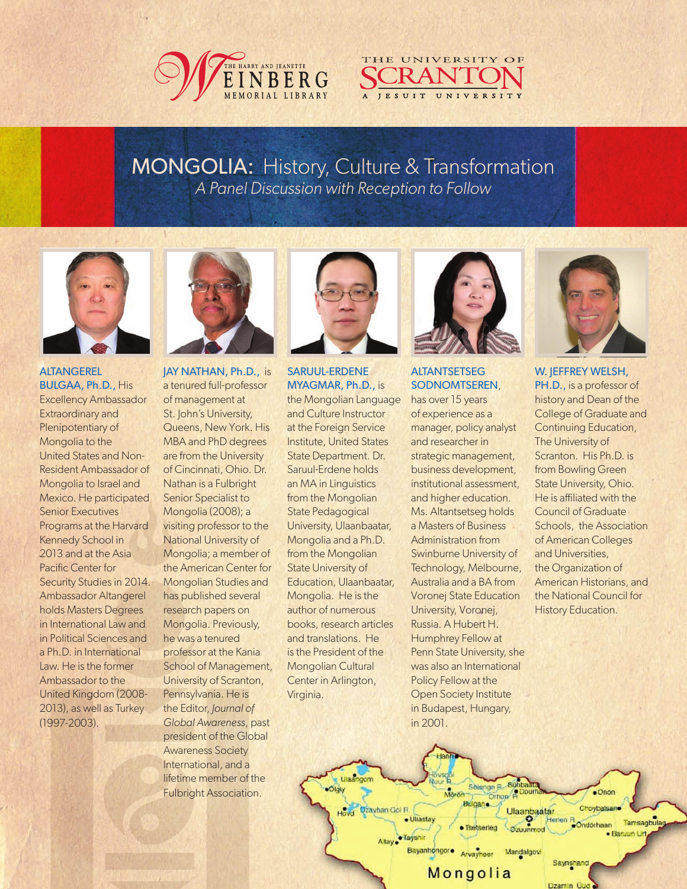THE HARRY AND JEANETTE WEINBERG MEMORIAL LIBRARY

THE UNIVERSITY OF SCRANTON
A JESUIT UNIVERSITY

# MONGOLIA: History, Culture & Transformation

*A Panel Discussion with Reception to Follow*

**ALTANGEREL BULGAA, Ph.D.,** His Excellency Ambassador Extraordinary and Plenipotentiary of Mongolia to the United States and Non-Resident Ambassador of Mongolia to Israel and Mexico. He participated Senior Executives Programs at the Harvard Kennedy School in 2013 and at the Asia Pacific Center for Security Studies in 2014. Ambassador Altangerel holds Masters Degrees in International Law and in Political Sciences and a Ph.D. in International Law. He is the former Ambassador to the United Kingdom (2008-2013), as well as Turkey (1997-2003).

**JAY NATHAN, Ph.D.,** is a tenured full-professor of management at St. John's University, Queens, New York. His MBA and PhD degrees are from the University of Cincinnati, Ohio. Dr. Nathan is a Fulbright Senior Specialist to Mongolia (2008); a visiting professor to the National University of Mongolia; a member of the American Center for Mongolian Studies and has published several research papers on Mongolia. Previously, he was a tenured professor at the Kania School of Management, University of Scranton, Pennsylvania. He is the Editor, *Journal of Global Awareness*, past president of the Global Awareness Society International, and a lifetime member of the Fulbright Association.

**SARUUL-ERDENE MYAGMAR, Ph.D.,** is the Mongolian Language and Culture Instructor at the Foreign Service Institute, United States State Department. Dr. Saruul-Erdene holds an MA in Linguistics from the Mongolian State Pedagogical University, Ulaanbaatar, Mongolia and a Ph.D. from the Mongolian State University of Education, Ulaanbaatar, Mongolia. He is the author of numerous books, research articles and translations. He is the President of the Mongolian Cultural Center in Arlington, Virginia.

**ALTANTSETSEG SODNOMTSEREN,** has over 15 years of experience as a manager, policy analyst and researcher in strategic management, business development, institutional assessment, and higher education. Ms. Altantsetseg holds a Masters of Business Administration from Swinburne University of Technology, Melbourne, Australia and a BA from Voronej State Education University, Voronej, Russia. A Hubert H. Humphrey Fellow at Penn State University, she was also an International Policy Fellow at the Open Society Institute in Budapest, Hungary, in 2001.

**W. JEFFREY WELSH, PH.D.,** is a professor of history and Dean of the College of Graduate and Continuing Education, The University of Scranton. His Ph.D. is from Bowling Green State University, Ohio. He is affiliated with the Council of Graduate Schools, the Association of American Colleges and Universities, the Organization of American Historians, and the National Council for History Education.